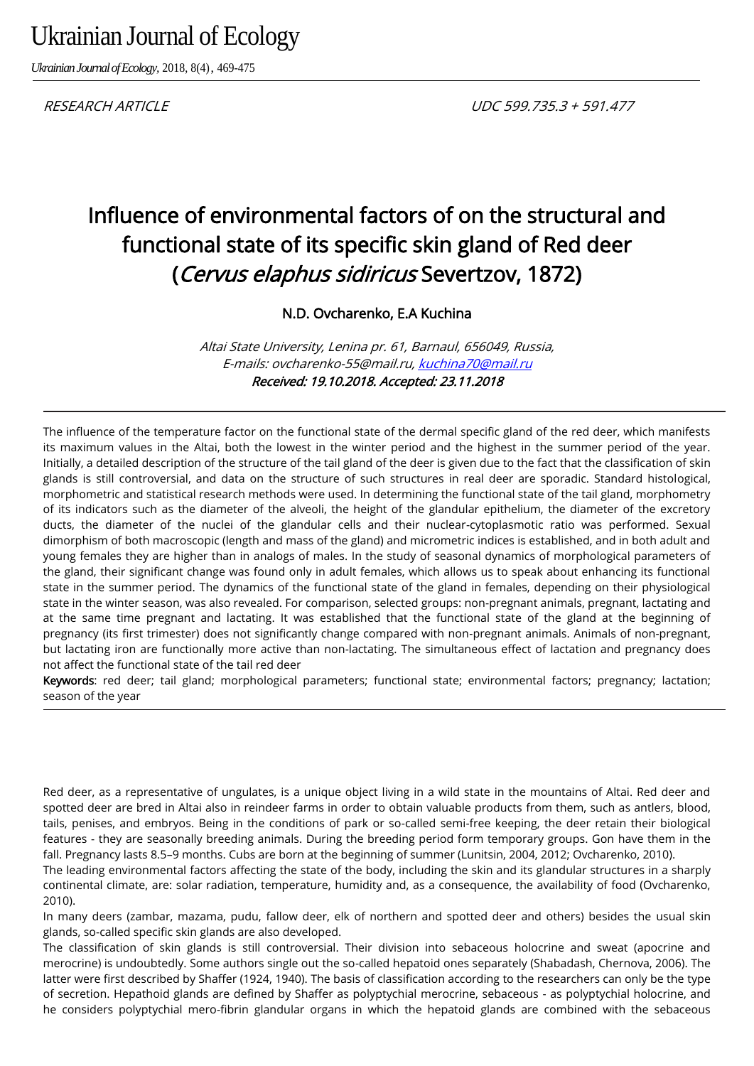RESEARCH ARTICLE

UDC 599.735.3 + 591.477

# Influence of environmental factors of on the structural and functional state of its specific skin gland of Red deer (*Cervus elaphus sidiricus* Severtzov, 1872)

**N.D. Ovcharenko, E.A Kuchina**

*Altai State University, Lenina pr. 61, Barnaul, 656049, Russia,*
*E-mails: ovcharenko-55@mail.ru, kuchina70@mail.ru*
***Received: 19.10.2018. Accepted: 23.11.2018***

---

The influence of the temperature factor on the functional state of the dermal specific gland of the red deer, which manifests its maximum values in the Altai, both the lowest in the winter period and the highest in the summer period of the year. Initially, a detailed description of the structure of the tail gland of the deer is given due to the fact that the classification of skin glands is still controversial, and data on the structure of such structures in real deer are sporadic. Standard histological, morphometric and statistical research methods were used. In determining the functional state of the tail gland, morphometry of its indicators such as the diameter of the alveoli, the height of the glandular epithelium, the diameter of the excretory ducts, the diameter of the nuclei of the glandular cells and their nuclear-cytoplasmotic ratio was performed. Sexual dimorphism of both macroscopic (length and mass of the gland) and micrometric indices is established, and in both adult and young females they are higher than in analogs of males. In the study of seasonal dynamics of morphological parameters of the gland, their significant change was found only in adult females, which allows us to speak about enhancing its functional state in the summer period. The dynamics of the functional state of the gland in females, depending on their physiological state in the winter season, was also revealed. For comparison, selected groups: non-pregnant animals, pregnant, lactating and at the same time pregnant and lactating. It was established that the functional state of the gland at the beginning of pregnancy (its first trimester) does not significantly change compared with non-pregnant animals. Animals of non-pregnant, but lactating iron are functionally more active than non-lactating. The simultaneous effect of lactation and pregnancy does not affect the functional state of the tail red deer

**Keywords**: red deer; tail gland; morphological parameters; functional state; environmental factors; pregnancy; lactation; season of the year

---

Red deer, as a representative of ungulates, is a unique object living in a wild state in the mountains of Altai. Red deer and spotted deer are bred in Altai also in reindeer farms in order to obtain valuable products from them, such as antlers, blood, tails, penises, and embryos. Being in the conditions of park or so-called semi-free keeping, the deer retain their biological features - they are seasonally breeding animals. During the breeding period form temporary groups. Gon have them in the fall. Pregnancy lasts 8.5–9 months. Cubs are born at the beginning of summer (Lunitsin, 2004, 2012; Ovcharenko, 2010).

The leading environmental factors affecting the state of the body, including the skin and its glandular structures in a sharply continental climate, are: solar radiation, temperature, humidity and, as a consequence, the availability of food (Ovcharenko, 2010).

In many deers (zambar, mazama, pudu, fallow deer, elk of northern and spotted deer and others) besides the usual skin glands, so-called specific skin glands are also developed.

The classification of skin glands is still controversial. Their division into sebaceous holocrine and sweat (apocrine and merocrine) is undoubtedly. Some authors single out the so-called hepatoid ones separately (Shabadash, Chernova, 2006). The latter were first described by Shaffer (1924, 1940). The basis of classification according to the researchers can only be the type of secretion. Hepathoid glands are defined by Shaffer as polyptychial merocrine, sebaceous - as polyptychial holocrine, and he considers polyptychial mero-fibrin glandular organs in which the hepatoid glands are combined with the sebaceous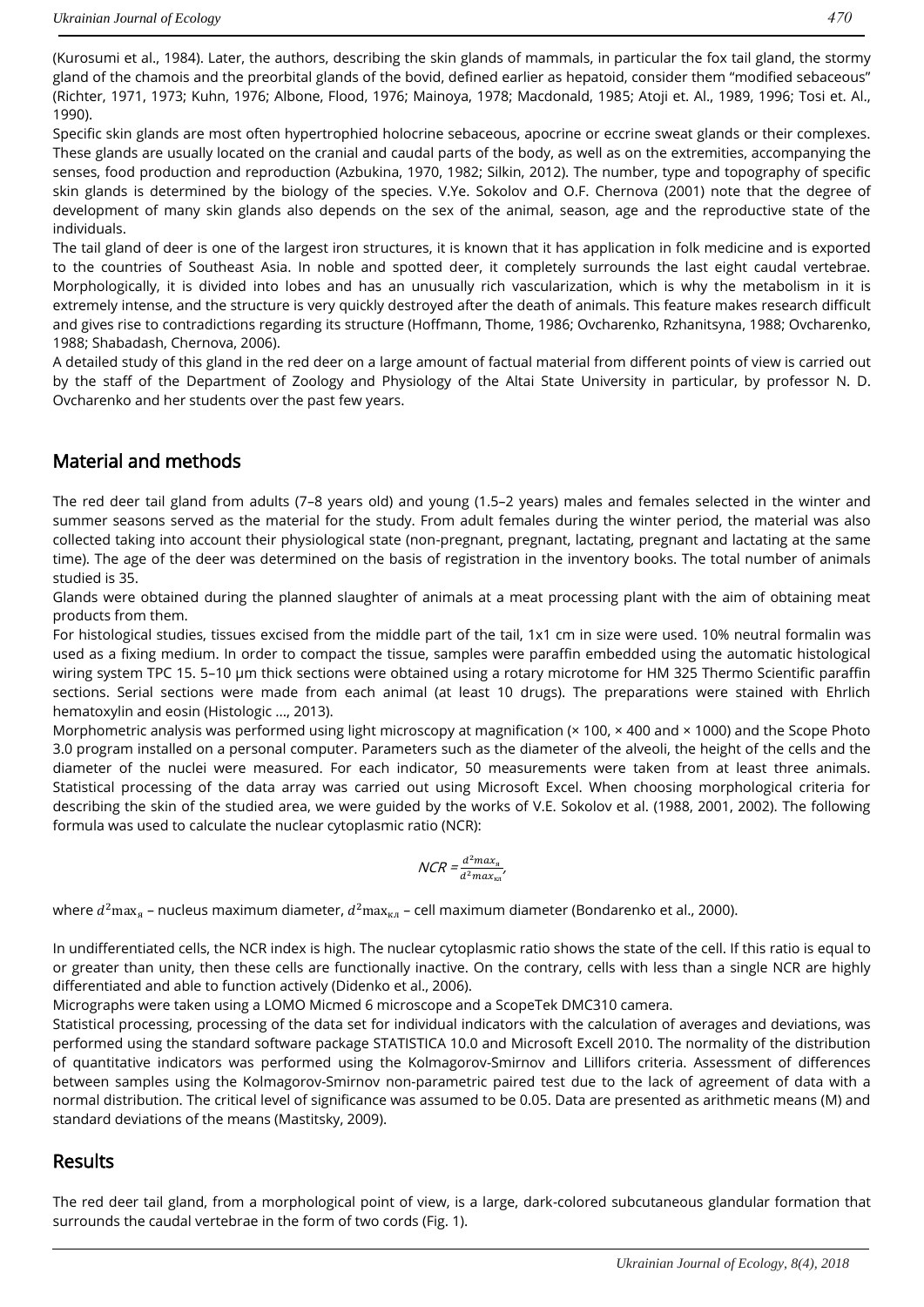(Kurosumi et al., 1984). Later, the authors, describing the skin glands of mammals, in particular the fox tail gland, the stormy gland of the chamois and the preorbital glands of the bovid, defined earlier as hepatoid, consider them "modified sebaceous" (Richter, 1971, 1973; Kuhn, 1976; Albone, Flood, 1976; Mainoya, 1978; Macdonald, 1985; Atoji et. Al., 1989, 1996; Tosi et. Al., 1990).

Specific skin glands are most often hypertrophied holocrine sebaceous, apocrine or eccrine sweat glands or their complexes. These glands are usually located on the cranial and caudal parts of the body, as well as on the extremities, accompanying the senses, food production and reproduction (Azbukina, 1970, 1982; Silkin, 2012). The number, type and topography of specific skin glands is determined by the biology of the species. V.Ye. Sokolov and O.F. Chernova (2001) note that the degree of development of many skin glands also depends on the sex of the animal, season, age and the reproductive state of the individuals.

The tail gland of deer is one of the largest iron structures, it is known that it has application in folk medicine and is exported to the countries of Southeast Asia. In noble and spotted deer, it completely surrounds the last eight caudal vertebrae. Morphologically, it is divided into lobes and has an unusually rich vascularization, which is why the metabolism in it is extremely intense, and the structure is very quickly destroyed after the death of animals. This feature makes research difficult and gives rise to contradictions regarding its structure (Hoffmann, Thome, 1986; Ovcharenko, Rzhanitsyna, 1988; Ovcharenko, 1988; Shabadash, Chernova, 2006).

A detailed study of this gland in the red deer on a large amount of factual material from different points of view is carried out by the staff of the Department of Zoology and Physiology of the Altai State University in particular, by professor N. D. Ovcharenko and her students over the past few years.

## Material and methods

The red deer tail gland from adults (7–8 years old) and young (1.5–2 years) males and females selected in the winter and summer seasons served as the material for the study. From adult females during the winter period, the material was also collected taking into account their physiological state (non-pregnant, pregnant, lactating, pregnant and lactating at the same time). The age of the deer was determined on the basis of registration in the inventory books. The total number of animals studied is 35.

Glands were obtained during the planned slaughter of animals at a meat processing plant with the aim of obtaining meat products from them.

For histological studies, tissues excised from the middle part of the tail, 1x1 cm in size were used. 10% neutral formalin was used as a fixing medium. In order to compact the tissue, samples were paraffin embedded using the automatic histological wiring system TPC 15. 5–10 μm thick sections were obtained using a rotary microtome for HM 325 Thermo Scientific paraffin sections. Serial sections were made from each animal (at least 10 drugs). The preparations were stained with Ehrlich hematoxylin and eosin (Histologic ..., 2013).

Morphometric analysis was performed using light microscopy at magnification (× 100, × 400 and × 1000) and the Scope Photo 3.0 program installed on a personal computer. Parameters such as the diameter of the alveoli, the height of the cells and the diameter of the nuclei were measured. For each indicator, 50 measurements were taken from at least three animals. Statistical processing of the data array was carried out using Microsoft Excel. When choosing morphological criteria for describing the skin of the studied area, we were guided by the works of V.E. Sokolov et al. (1988, 2001, 2002). The following formula was used to calculate the nuclear cytoplasmic ratio (NCR):

$$NCR = \frac{d^2max_{я}}{d^2max_{кл}},$$

where $d^2\max_{я}$ – nucleus maximum diameter, $d^2\max_{кл}$ – cell maximum diameter (Bondarenko et al., 2000).

In undifferentiated cells, the NCR index is high. The nuclear cytoplasmic ratio shows the state of the cell. If this ratio is equal to or greater than unity, then these cells are functionally inactive. On the contrary, cells with less than a single NCR are highly differentiated and able to function actively (Didenko et al., 2006).

Micrographs were taken using a LOMO Micmed 6 microscope and a ScopeTek DMC310 camera.

Statistical processing, processing of the data set for individual indicators with the calculation of averages and deviations, was performed using the standard software package STATISTICA 10.0 and Microsoft Excell 2010. The normality of the distribution of quantitative indicators was performed using the Kolmagorov-Smirnov and Lillifors criteria. Assessment of differences between samples using the Kolmagorov-Smirnov non-parametric paired test due to the lack of agreement of data with a normal distribution. The critical level of significance was assumed to be 0.05. Data are presented as arithmetic means (M) and standard deviations of the means (Mastitsky, 2009).

## Results

The red deer tail gland, from a morphological point of view, is a large, dark-colored subcutaneous glandular formation that surrounds the caudal vertebrae in the form of two cords (Fig. 1).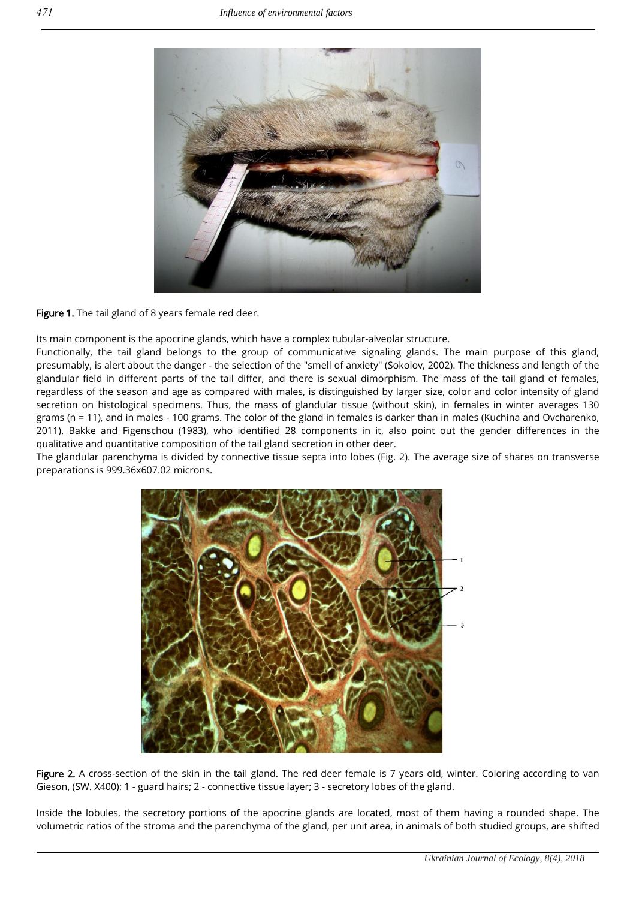**Figure 1.** The tail gland of 8 years female red deer.

Its main component is the apocrine glands, which have a complex tubular-alveolar structure.

Functionally, the tail gland belongs to the group of communicative signaling glands. The main purpose of this gland, presumably, is alert about the danger - the selection of the "smell of anxiety" (Sokolov, 2002). The thickness and length of the glandular field in different parts of the tail differ, and there is sexual dimorphism. The mass of the tail gland of females, regardless of the season and age as compared with males, is distinguished by larger size, color and color intensity of gland secretion on histological specimens. Thus, the mass of glandular tissue (without skin), in females in winter averages 130 grams (n = 11), and in males - 100 grams. The color of the gland in females is darker than in males (Kuchina and Ovcharenko, 2011). Bakke and Figenschou (1983), who identified 28 components in it, also point out the gender differences in the qualitative and quantitative composition of the tail gland secretion in other deer.

The glandular parenchyma is divided by connective tissue septa into lobes (Fig. 2). The average size of shares on transverse preparations is 999.36x607.02 microns.

**Figure 2.** A cross-section of the skin in the tail gland. The red deer female is 7 years old, winter. Coloring according to van Gieson, (SW. X400): 1 - guard hairs; 2 - connective tissue layer; 3 - secretory lobes of the gland.

Inside the lobules, the secretory portions of the apocrine glands are located, most of them having a rounded shape. The volumetric ratios of the stroma and the parenchyma of the gland, per unit area, in animals of both studied groups, are shifted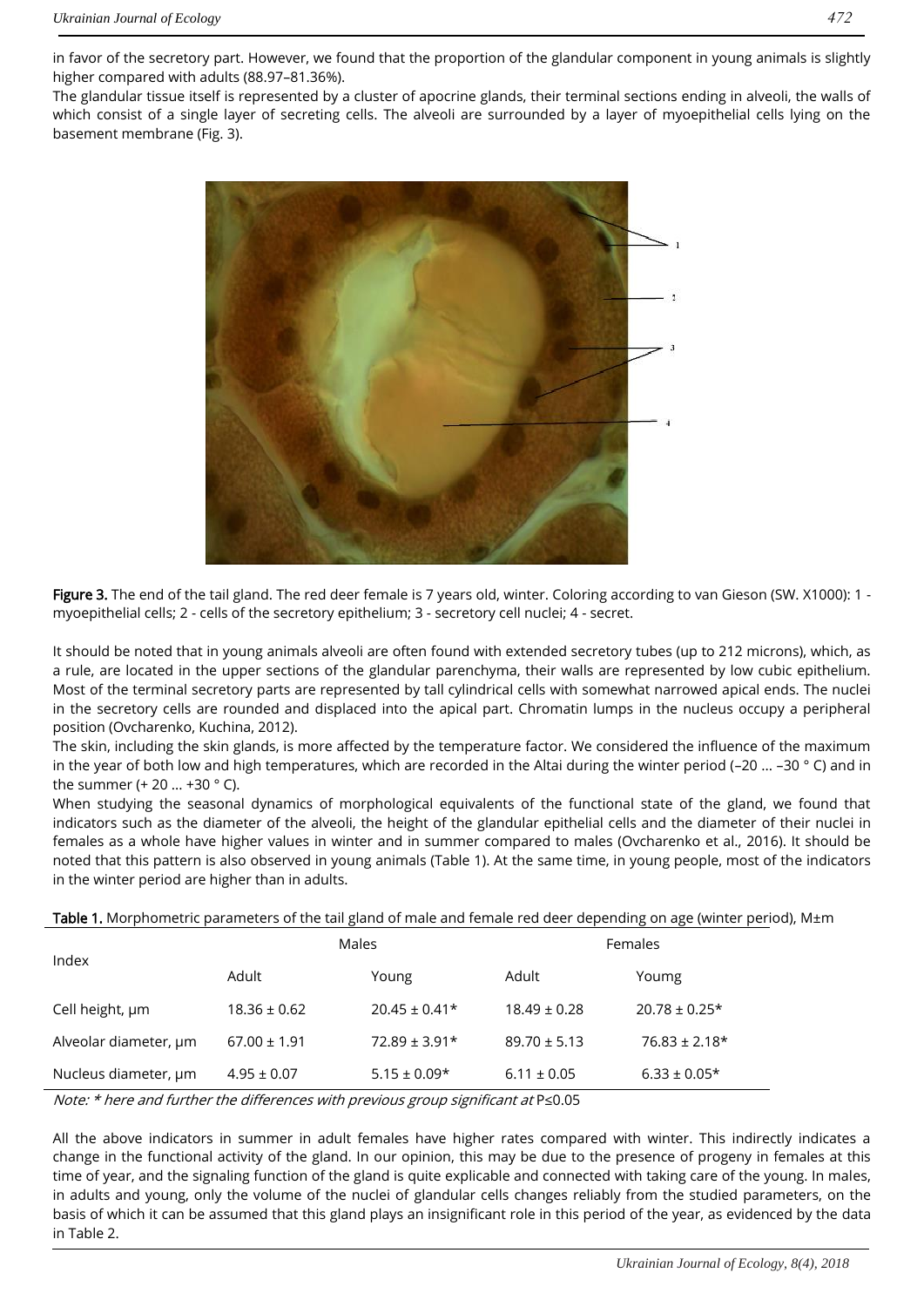in favor of the secretory part. However, we found that the proportion of the glandular component in young animals is slightly higher compared with adults (88.97–81.36%).

The glandular tissue itself is represented by a cluster of apocrine glands, their terminal sections ending in alveoli, the walls of which consist of a single layer of secreting cells. The alveoli are surrounded by a layer of myoepithelial cells lying on the basement membrane (Fig. 3).

**Figure 3.** The end of the tail gland. The red deer female is 7 years old, winter. Coloring according to van Gieson (SW. X1000): 1 - myoepithelial cells; 2 - cells of the secretory epithelium; 3 - secretory cell nuclei; 4 - secret.

It should be noted that in young animals alveoli are often found with extended secretory tubes (up to 212 microns), which, as a rule, are located in the upper sections of the glandular parenchyma, their walls are represented by low cubic epithelium. Most of the terminal secretory parts are represented by tall cylindrical cells with somewhat narrowed apical ends. The nuclei in the secretory cells are rounded and displaced into the apical part. Chromatin lumps in the nucleus occupy a peripheral position (Ovcharenko, Kuchina, 2012).

The skin, including the skin glands, is more affected by the temperature factor. We considered the influence of the maximum in the year of both low and high temperatures, which are recorded in the Altai during the winter period (–20 ... –30 ° C) and in the summer (+ 20 ... +30 ° C).

When studying the seasonal dynamics of morphological equivalents of the functional state of the gland, we found that indicators such as the diameter of the alveoli, the height of the glandular epithelial cells and the diameter of their nuclei in females as a whole have higher values in winter and in summer compared to males (Ovcharenko et al., 2016). It should be noted that this pattern is also observed in young animals (Table 1). At the same time, in young people, most of the indicators in the winter period are higher than in adults.

**Table 1.** Morphometric parameters of the tail gland of male and female red deer depending on age (winter period), M±m

| Index | Males | | Females | |
|---|---|---|---|---|
| | Adult | Young | Adult | Youmg |
| Cell height, μm | 18.36 ± 0.62 | 20.45 ± 0.41* | 18.49 ± 0.28 | 20.78 ± 0.25* |
| Alveolar diameter, μm | 67.00 ± 1.91 | 72.89 ± 3.91* | 89.70 ± 5.13 | 76.83 ± 2.18* |
| Nucleus diameter, μm | 4.95 ± 0.07 | 5.15 ± 0.09* | 6.11 ± 0.05 | 6.33 ± 0.05* |

*Note: * here and further the differences with previous group significant at* $P \leq 0.05$

All the above indicators in summer in adult females have higher rates compared with winter. This indirectly indicates a change in the functional activity of the gland. In our opinion, this may be due to the presence of progeny in females at this time of year, and the signaling function of the gland is quite explicable and connected with taking care of the young. In males, in adults and young, only the volume of the nuclei of glandular cells changes reliably from the studied parameters, on the basis of which it can be assumed that this gland plays an insignificant role in this period of the year, as evidenced by the data in Table 2.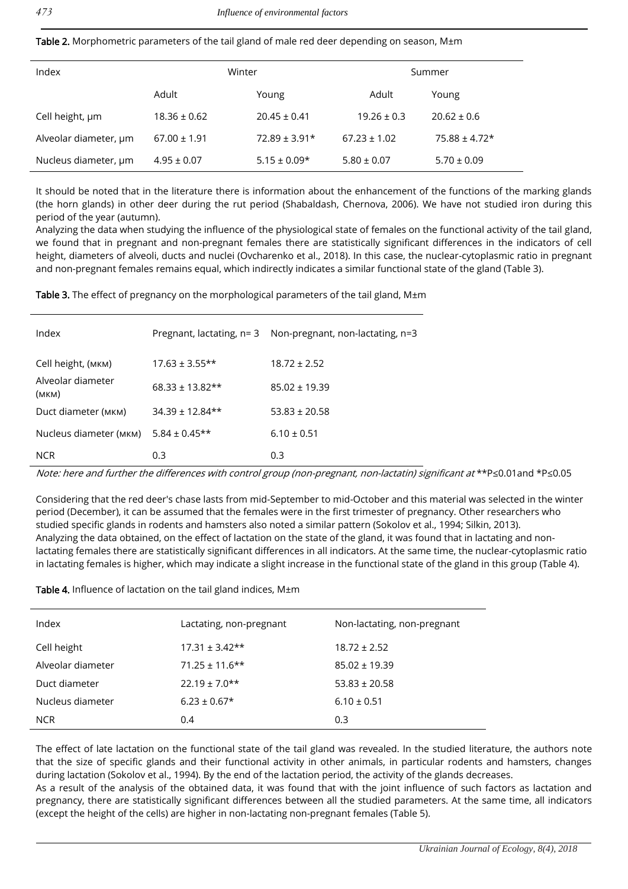**Table 2.** Morphometric parameters of the tail gland of male red deer depending on season, M±m

| Index | Winter | | Summer | |
|---|---|---|---|---|
| | Adult | Young | Adult | Young |
| Cell height, μm | 18.36 ± 0.62 | 20.45 ± 0.41 | 19.26 ± 0.3 | 20.62 ± 0.6 |
| Alveolar diameter, μm | 67.00 ± 1.91 | 72.89 ± 3.91* | 67.23 ± 1.02 | 75.88 ± 4.72* |
| Nucleus diameter, μm | 4.95 ± 0.07 | 5.15 ± 0.09* | 5.80 ± 0.07 | 5.70 ± 0.09 |

It should be noted that in the literature there is information about the enhancement of the functions of the marking glands (the horn glands) in other deer during the rut period (Shabaldash, Chernova, 2006). We have not studied iron during this period of the year (autumn).

Analyzing the data when studying the influence of the physiological state of females on the functional activity of the tail gland, we found that in pregnant and non-pregnant females there are statistically significant differences in the indicators of cell height, diameters of alveoli, ducts and nuclei (Ovcharenko et al., 2018). In this case, the nuclear-cytoplasmic ratio in pregnant and non-pregnant females remains equal, which indirectly indicates a similar functional state of the gland (Table 3).

**Table 3.** The effect of pregnancy on the morphological parameters of the tail gland, M±m

| Index | Pregnant, lactating, n= 3 | Non-pregnant, non-lactating, n=3 |
|---|---|---|
| Cell height, (мкм) | 17.63 ± 3.55** | 18.72 ± 2.52 |
| Alveolar diameter (мкм) | 68.33 ± 13.82** | 85.02 ± 19.39 |
| Duct diameter (мкм) | 34.39 ± 12.84** | 53.83 ± 20.58 |
| Nucleus diameter (мкм) | 5.84 ± 0.45** | 6.10 ± 0.51 |
| NCR | 0.3 | 0.3 |

*Note: here and further the differences with control group (non-pregnant, non-lactatin) significant at* **P≤0.01and *P≤0.05

Considering that the red deer's chase lasts from mid-September to mid-October and this material was selected in the winter period (December), it can be assumed that the females were in the first trimester of pregnancy. Other researchers who studied specific glands in rodents and hamsters also noted a similar pattern (Sokolov et al., 1994; Silkin, 2013).

Analyzing the data obtained, on the effect of lactation on the state of the gland, it was found that in lactating and non-lactating females there are statistically significant differences in all indicators. At the same time, the nuclear-cytoplasmic ratio in lactating females is higher, which may indicate a slight increase in the functional state of the gland in this group (Table 4).

**Table 4.** Influence of lactation on the tail gland indices, M±m

| Index | Lactating, non-pregnant | Non-lactating, non-pregnant |
|---|---|---|
| Cell height | 17.31 ± 3.42** | 18.72 ± 2.52 |
| Alveolar diameter | 71.25 ± 11.6** | 85.02 ± 19.39 |
| Duct diameter | 22.19 ± 7.0** | 53.83 ± 20.58 |
| Nucleus diameter | 6.23 ± 0.67* | 6.10 ± 0.51 |
| NCR | 0.4 | 0.3 |

The effect of late lactation on the functional state of the tail gland was revealed. In the studied literature, the authors note that the size of specific glands and their functional activity in other animals, in particular rodents and hamsters, changes during lactation (Sokolov et al., 1994). By the end of the lactation period, the activity of the glands decreases.

As a result of the analysis of the obtained data, it was found that with the joint influence of such factors as lactation and pregnancy, there are statistically significant differences between all the studied parameters. At the same time, all indicators (except the height of the cells) are higher in non-lactating non-pregnant females (Table 5).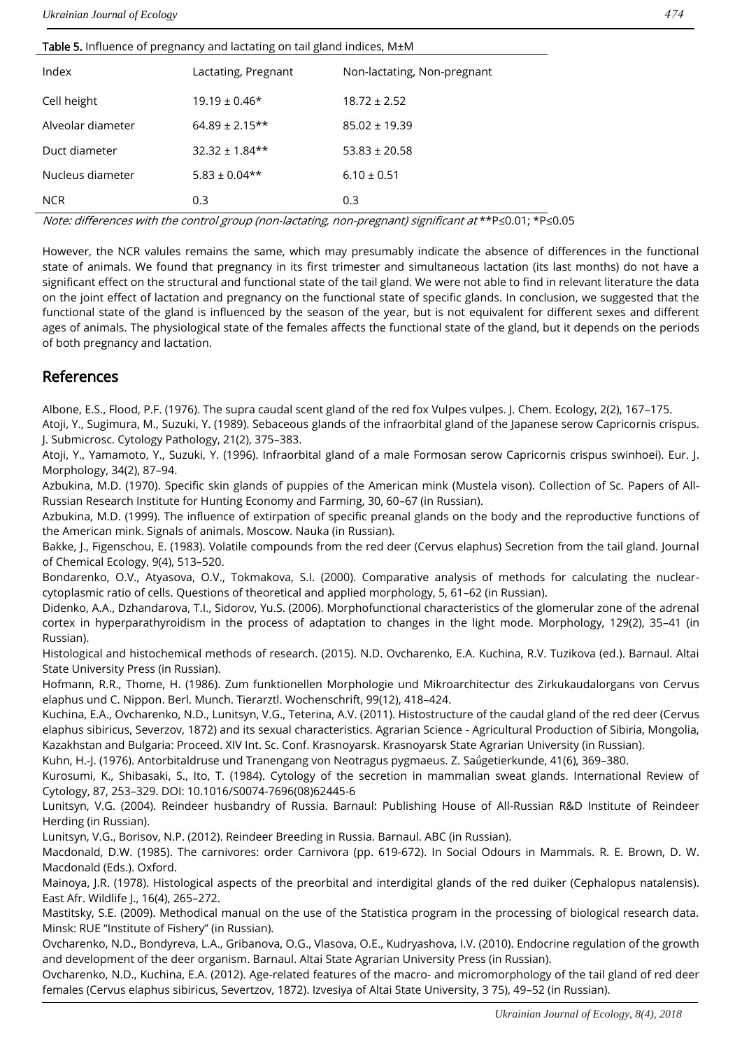**Table 5.** Influence of pregnancy and lactating on tail gland indices, M±M

| Index | Lactating, Pregnant | Non-lactating, Non-pregnant |
|---|---|---|
| Cell height | 19.19 ± 0.46* | 18.72 ± 2.52 |
| Alveolar diameter | 64.89 ± 2.15** | 85.02 ± 19.39 |
| Duct diameter | 32.32 ± 1.84** | 53.83 ± 20.58 |
| Nucleus diameter | 5.83 ± 0.04** | 6.10 ± 0.51 |
| NCR | 0.3 | 0.3 |

*Note: differences with the control group (non-lactating, non-pregnant) significant at* **P≤0.01; *P≤0.05

However, the NCR valules remains the same, which may presumably indicate the absence of differences in the functional state of animals. We found that pregnancy in its first trimester and simultaneous lactation (its last months) do not have a significant effect on the structural and functional state of the tail gland. We were not able to find in relevant literature the data on the joint effect of lactation and pregnancy on the functional state of specific glands. In conclusion, we suggested that the functional state of the gland is influenced by the season of the year, but is not equivalent for different sexes and different ages of animals. The physiological state of the females affects the functional state of the gland, but it depends on the periods of both pregnancy and lactation.

## References

Albone, E.S., Flood, P.F. (1976). The supra caudal scent gland of the red fox Vulpes vulpes. J. Chem. Ecology, 2(2), 167–175.

Atoji, Y., Sugimura, M., Suzuki, Y. (1989). Sebaceous glands of the infraorbital gland of the Japanese serow Capricornis crispus. J. Submicrosc. Cytology Pathology, 21(2), 375–383.

Atoji, Y., Yamamoto, Y., Suzuki, Y. (1996). Infraorbital gland of a male Formosan serow Capricornis crispus swinhoei). Eur. J. Morphology, 34(2), 87–94.

Azbukina, M.D. (1970). Specific skin glands of puppies of the American mink (Mustela vison). Collection of Sc. Papers of All-Russian Research Institute for Hunting Economy and Farming, 30, 60–67 (in Russian).

Azbukina, M.D. (1999). The influence of extirpation of specific preanal glands on the body and the reproductive functions of the American mink. Signals of animals. Moscow. Nauka (in Russian).

Bakke, J., Figenschou, E. (1983). Volatile compounds from the red deer (Cervus elaphus) Secretion from the tail gland. Journal of Chemical Ecology, 9(4), 513–520.

Bondarenko, O.V., Atyasova, O.V., Tokmakova, S.I. (2000). Comparative analysis of methods for calculating the nuclear-cytoplasmic ratio of cells. Questions of theoretical and applied morphology, 5, 61–62 (in Russian).

Didenko, A.A., Dzhandarova, T.I., Sidorov, Yu.S. (2006). Morphofunctional characteristics of the glomerular zone of the adrenal cortex in hyperparathyroidism in the process of adaptation to changes in the light mode. Morphology, 129(2), 35–41 (in Russian).

Histological and histochemical methods of research. (2015). N.D. Ovcharenko, E.A. Kuchina, R.V. Tuzikova (ed.). Barnaul. Altai State University Press (in Russian).

Hofmann, R.R., Thome, H. (1986). Zum funktionellen Morphologie und Mikroarchitectur des Zirkukaudalorgans von Cervus elaphus und C. Nippon. Berl. Munch. Tierarztl. Wochenschrift, 99(12), 418–424.

Kuchina, E.A., Ovcharenko, N.D., Lunitsyn, V.G., Teterina, A.V. (2011). Histostructure of the caudal gland of the red deer (Cervus elaphus sibiricus, Severzov, 1872) and its sexual characteristics. Agrarian Science - Agricultural Production of Sibiria, Mongolia, Kazakhstan and Bulgaria: Proceed. XIV Int. Sc. Conf. Krasnoyarsk. Krasnoyarsk State Agrarian University (in Russian).

Kuhn, H.-J. (1976). Antorbitaldruse und Tranengang von Neotragus pygmaeus. Z. Saűgetierkunde, 41(6), 369–380.

Kurosumi, K., Shibasaki, S., Ito, T. (1984). Cytology of the secretion in mammalian sweat glands. International Review of Cytology, 87, 253–329. DOI: 10.1016/S0074-7696(08)62445-6

Lunitsyn, V.G. (2004). Reindeer husbandry of Russia. Barnaul: Publishing House of All-Russian R&D Institute of Reindeer Herding (in Russian).

Lunitsyn, V.G., Borisov, N.P. (2012). Reindeer Breeding in Russia. Barnaul. ABC (in Russian).

Macdonald, D.W. (1985). The carnivores: order Carnivora (pp. 619-672). In Social Odours in Mammals. R. E. Brown, D. W. Macdonald (Eds.). Oxford.

Mainoya, J.R. (1978). Histological aspects of the preorbital and interdigital glands of the red duiker (Cephalopus natalensis). East Afr. Wildlife J., 16(4), 265–272.

Mastitsky, S.E. (2009). Methodical manual on the use of the Statistica program in the processing of biological research data. Minsk: RUE "Institute of Fishery" (in Russian).

Ovcharenko, N.D., Bondyreva, L.A., Gribanova, O.G., Vlasova, O.E., Kudryashova, I.V. (2010). Endocrine regulation of the growth and development of the deer organism. Barnaul. Altai State Agrarian University Press (in Russian).

Ovcharenko, N.D., Kuchina, E.A. (2012). Age-related features of the macro- and micromorphology of the tail gland of red deer females (Cervus elaphus sibiricus, Severtzov, 1872). Izvesiya of Altai State University, 3 75), 49–52 (in Russian).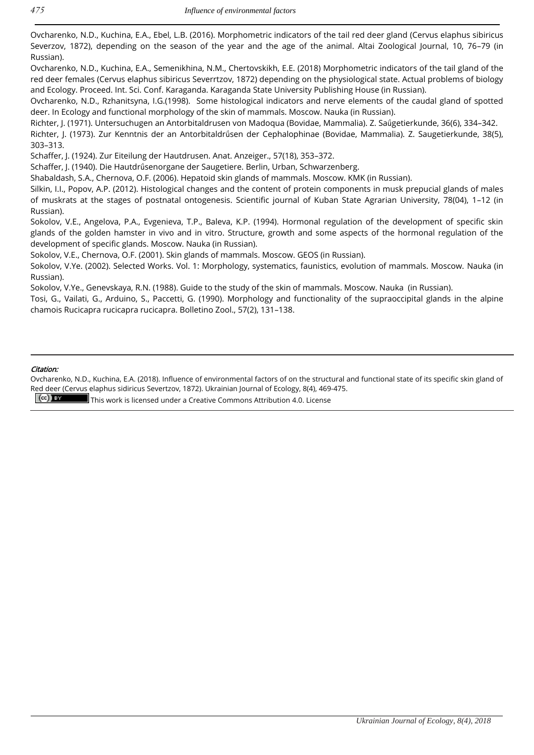Ovcharenko, N.D., Kuchina, E.A., Ebel, L.B. (2016). Morphometric indicators of the tail red deer gland (Cervus elaphus sibiricus Severzov, 1872), depending on the season of the year and the age of the animal. Altai Zoological Journal, 10, 76–79 (in Russian).

Ovcharenko, N.D., Kuchina, E.A., Semenikhina, N.M., Chertovskikh, E.E. (2018) Morphometric indicators of the tail gland of the red deer females (Cervus elaphus sibiricus Severrtzov, 1872) depending on the physiological state. Actual problems of biology and Ecology. Proceed. Int. Sci. Conf. Karaganda. Karaganda State University Publishing House (in Russian).

Ovcharenko, N.D., Rzhanitsyna, I.G.(1998). Some histological indicators and nerve elements of the caudal gland of spotted deer. In Ecology and functional morphology of the skin of mammals. Moscow. Nauka (in Russian).

Richter, J. (1971). Untersuchugen an Antorbitaldrusen von Madoqua (Bovidae, Mammalia). Z. Saűgetierkunde, 36(6), 334–342.

Richter, J. (1973). Zur Kenntnis der an Antorbitaldrűsen der Cephalophinae (Bovidae, Mammalia). Z. Saugetierkunde, 38(5), 303–313.

Schaffer, J. (1924). Zur Eiteilung der Hautdrusen. Anat. Anzeiger., 57(18), 353–372.

Schaffer, J. (1940). Die Hautdrűsenorgane der Saugetiere. Berlin, Urban, Schwarzenberg.

Shabaldash, S.A., Chernova, O.F. (2006). Hepatoid skin glands of mammals. Moscow. KMK (in Russian).

Silkin, I.I., Popov, A.P. (2012). Histological changes and the content of protein components in musk prepucial glands of males of muskrats at the stages of postnatal ontogenesis. Scientific journal of Kuban State Agrarian University, 78(04), 1–12 (in Russian).

Sokolov, V.E., Angelova, P.A., Evgenieva, T.P., Baleva, K.P. (1994). Hormonal regulation of the development of specific skin glands of the golden hamster in vivo and in vitro. Structure, growth and some aspects of the hormonal regulation of the development of specific glands. Moscow. Nauka (in Russian).

Sokolov, V.E., Chernova, O.F. (2001). Skin glands of mammals. Moscow. GEOS (in Russian).

Sokolov, V.Ye. (2002). Selected Works. Vol. 1: Morphology, systematics, faunistics, evolution of mammals. Moscow. Nauka (in Russian).

Sokolov, V.Ye., Genevskaya, R.N. (1988). Guide to the study of the skin of mammals. Moscow. Nauka (in Russian).

Tosi, G., Vailati, G., Arduino, S., Paccetti, G. (1990). Morphology and functionality of the supraoccipital glands in the alpine chamois Rucicapra rucicapra rucicapra. Bolletino Zool., 57(2), 131–138.

*Citation:*

Ovcharenko, N.D., Kuchina, E.A. (2018). Influence of environmental factors of on the structural and functional state of its specific skin gland of Red deer (Cervus elaphus sidiricus Severtzov, 1872). Ukrainian Journal of Ecology, 8(4), 469-475.

This work is licensed under a Creative Commons Attribution 4.0. License